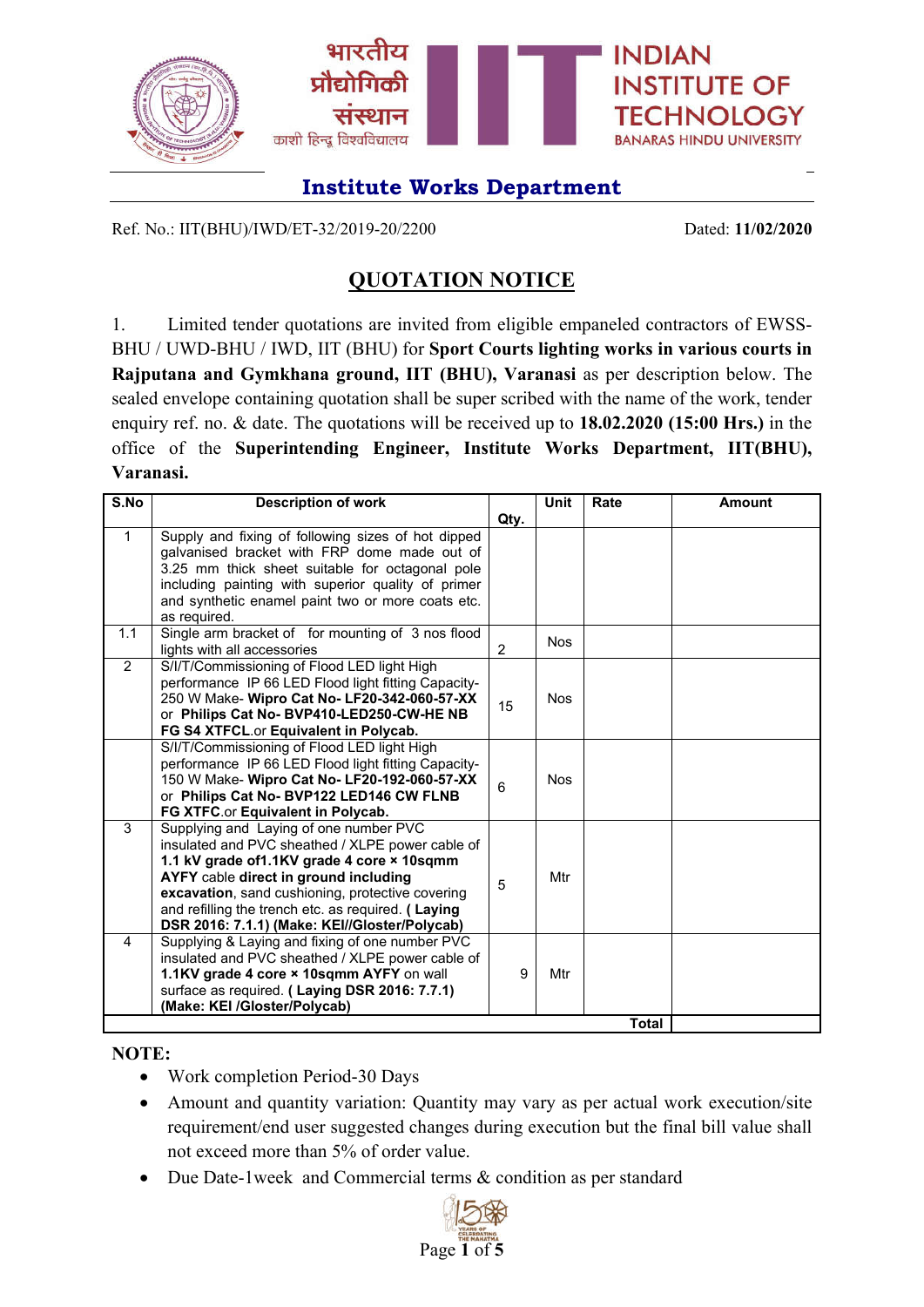भारतीय प्रौद्योगिकी संस्थान
काशी हिन्दू विश्वविद्यालय

**INDIAN INSTITUTE OF TECHNOLOGY**
**BANARAS HINDU UNIVERSITY**

## Institute Works Department

Ref. No.: IIT(BHU)/IWD/ET-32/2019-20/2200 Dated: **11/02/2020**

# QUOTATION NOTICE

1. Limited tender quotations are invited from eligible empaneled contractors of EWSS-BHU / UWD-BHU / IWD, IIT (BHU) for **Sport Courts lighting works in various courts in Rajputana and Gymkhana ground, IIT (BHU), Varanasi** as per description below. The sealed envelope containing quotation shall be super scribed with the name of the work, tender enquiry ref. no. & date. The quotations will be received up to **18.02.2020 (15:00 Hrs.)** in the office of the **Superintending Engineer, Institute Works Department, IIT(BHU), Varanasi.**

| S.No | Description of work | Qty. | Unit | Rate | Amount |
|---|---|---|---|---|---|
| 1 | Supply and fixing of following sizes of hot dipped galvanised bracket with FRP dome made out of 3.25 mm thick sheet suitable for octagonal pole including painting with superior quality of primer and synthetic enamel paint two or more coats etc. as required. | | | | |
| 1.1 | Single arm bracket of for mounting of 3 nos flood lights with all accessories | 2 | Nos | | |
| 2 | S/I/T/Commissioning of Flood LED light High performance IP 66 LED Flood light fitting Capacity-250 W Make- **Wipro Cat No- LF20-342-060-57-XX** or **Philips Cat No- BVP410-LED250-CW-HE NB FG S4 XTFCL**.or **Equivalent in Polycab.** | 15 | Nos | | |
| | S/I/T/Commissioning of Flood LED light High performance IP 66 LED Flood light fitting Capacity-150 W Make- **Wipro Cat No- LF20-192-060-57-XX** or **Philips Cat No- BVP122 LED146 CW FLNB FG XTFC**.or **Equivalent in Polycab.** | 6 | Nos | | |
| 3 | Supplying and Laying of one number PVC insulated and PVC sheathed / XLPE power cable of **1.1 kV grade of1.1KV grade 4 core × 10sqmm AYFY** cable **direct in ground including excavation**, sand cushioning, protective covering and refilling the trench etc. as required. **( Laying DSR 2016: 7.1.1) (Make: KEI//Gloster/Polycab)** | 5 | Mtr | | |
| 4 | Supplying & Laying and fixing of one number PVC insulated and PVC sheathed / XLPE power cable of **1.1KV grade 4 core × 10sqmm AYFY** on wall surface as required. **( Laying DSR 2016: 7.7.1) (Make: KEI /Gloster/Polycab)** | 9 | Mtr | | |
| | | | | **Total** | |

**NOTE:**

- Work completion Period-30 Days
- Amount and quantity variation: Quantity may vary as per actual work execution/site requirement/end user suggested changes during execution but the final bill value shall not exceed more than 5% of order value.
- Due Date-1week and Commercial terms & condition as per standard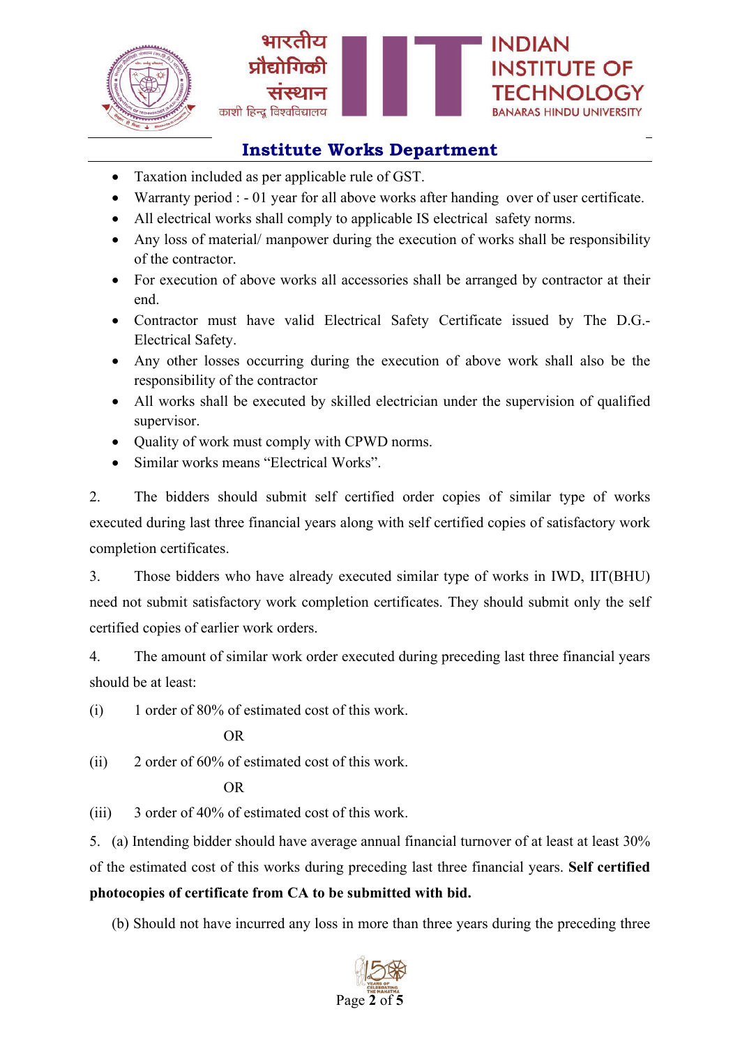## Institute Works Department

- Taxation included as per applicable rule of GST.
- Warranty period : - 01 year for all above works after handing over of user certificate.
- All electrical works shall comply to applicable IS electrical safety norms.
- Any loss of material/ manpower during the execution of works shall be responsibility of the contractor.
- For execution of above works all accessories shall be arranged by contractor at their end.
- Contractor must have valid Electrical Safety Certificate issued by The D.G.-Electrical Safety.
- Any other losses occurring during the execution of above work shall also be the responsibility of the contractor
- All works shall be executed by skilled electrician under the supervision of qualified supervisor.
- Quality of work must comply with CPWD norms.
- Similar works means "Electrical Works".

2. The bidders should submit self certified order copies of similar type of works executed during last three financial years along with self certified copies of satisfactory work completion certificates.

3. Those bidders who have already executed similar type of works in IWD, IIT(BHU) need not submit satisfactory work completion certificates. They should submit only the self certified copies of earlier work orders.

4. The amount of similar work order executed during preceding last three financial years should be at least:

(i) 1 order of 80% of estimated cost of this work.

OR

(ii) 2 order of 60% of estimated cost of this work.

OR

(iii) 3 order of 40% of estimated cost of this work.

5. (a) Intending bidder should have average annual financial turnover of at least at least 30% of the estimated cost of this works during preceding last three financial years. **Self certified photocopies of certificate from CA to be submitted with bid.**

(b) Should not have incurred any loss in more than three years during the preceding three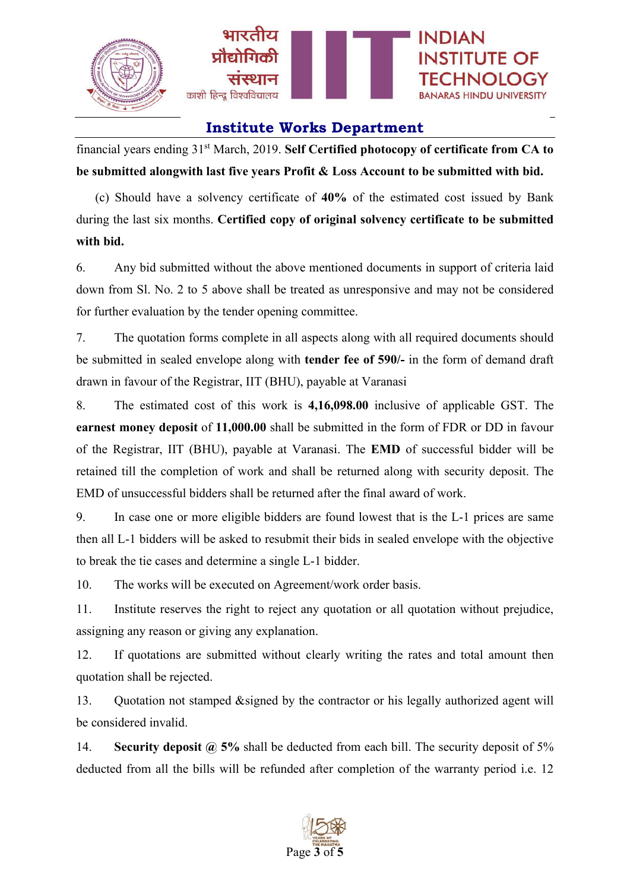## Institute Works Department

financial years ending 31st March, 2019. **Self Certified photocopy of certificate from CA to be submitted alongwith last five years Profit & Loss Account to be submitted with bid.**

(c) Should have a solvency certificate of **40%** of the estimated cost issued by Bank during the last six months. **Certified copy of original solvency certificate to be submitted with bid.**

6. Any bid submitted without the above mentioned documents in support of criteria laid down from Sl. No. 2 to 5 above shall be treated as unresponsive and may not be considered for further evaluation by the tender opening committee.

7. The quotation forms complete in all aspects along with all required documents should be submitted in sealed envelope along with **tender fee of 590/-** in the form of demand draft drawn in favour of the Registrar, IIT (BHU), payable at Varanasi

8. The estimated cost of this work is **4,16,098.00** inclusive of applicable GST. The **earnest money deposit** of **11,000.00** shall be submitted in the form of FDR or DD in favour of the Registrar, IIT (BHU), payable at Varanasi. The **EMD** of successful bidder will be retained till the completion of work and shall be returned along with security deposit. The EMD of unsuccessful bidders shall be returned after the final award of work.

9. In case one or more eligible bidders are found lowest that is the L-1 prices are same then all L-1 bidders will be asked to resubmit their bids in sealed envelope with the objective to break the tie cases and determine a single L-1 bidder.

10. The works will be executed on Agreement/work order basis.

11. Institute reserves the right to reject any quotation or all quotation without prejudice, assigning any reason or giving any explanation.

12. If quotations are submitted without clearly writing the rates and total amount then quotation shall be rejected.

13. Quotation not stamped &signed by the contractor or his legally authorized agent will be considered invalid.

14. **Security deposit @ 5%** shall be deducted from each bill. The security deposit of 5% deducted from all the bills will be refunded after completion of the warranty period i.e. 12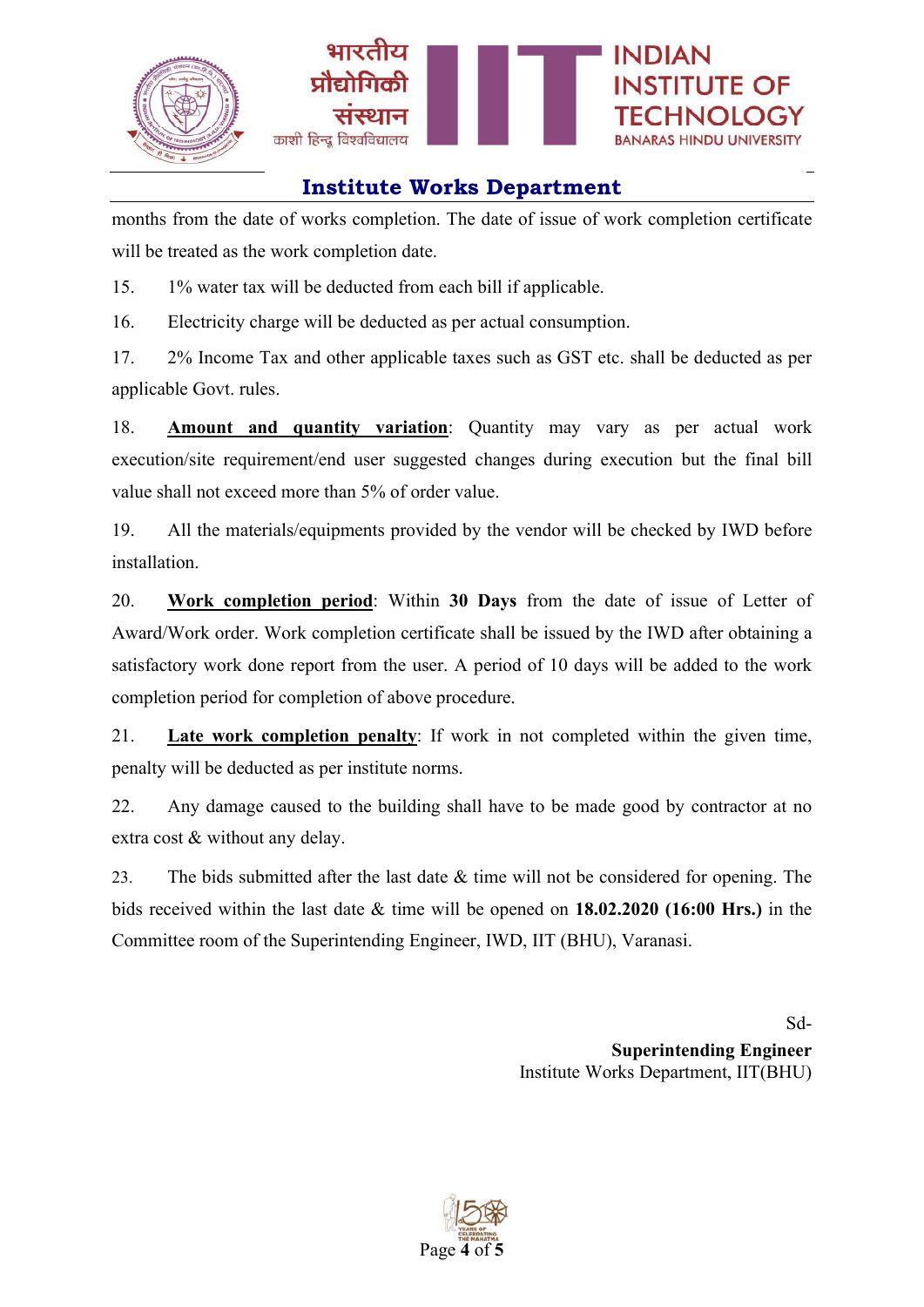months from the date of works completion. The date of issue of work completion certificate will be treated as the work completion date.

15. 1% water tax will be deducted from each bill if applicable.

16. Electricity charge will be deducted as per actual consumption.

17. 2% Income Tax and other applicable taxes such as GST etc. shall be deducted as per applicable Govt. rules.

18. **Amount and quantity variation**: Quantity may vary as per actual work execution/site requirement/end user suggested changes during execution but the final bill value shall not exceed more than 5% of order value.

19. All the materials/equipments provided by the vendor will be checked by IWD before installation.

20. **Work completion period**: Within **30 Days** from the date of issue of Letter of Award/Work order. Work completion certificate shall be issued by the IWD after obtaining a satisfactory work done report from the user. A period of 10 days will be added to the work completion period for completion of above procedure.

21. **Late work completion penalty**: If work in not completed within the given time, penalty will be deducted as per institute norms.

22. Any damage caused to the building shall have to be made good by contractor at no extra cost & without any delay.

23. The bids submitted after the last date & time will not be considered for opening. The bids received within the last date & time will be opened on **18.02.2020 (16:00 Hrs.)** in the Committee room of the Superintending Engineer, IWD, IIT (BHU), Varanasi.

Sd-

**Superintending Engineer**

Institute Works Department, IIT(BHU)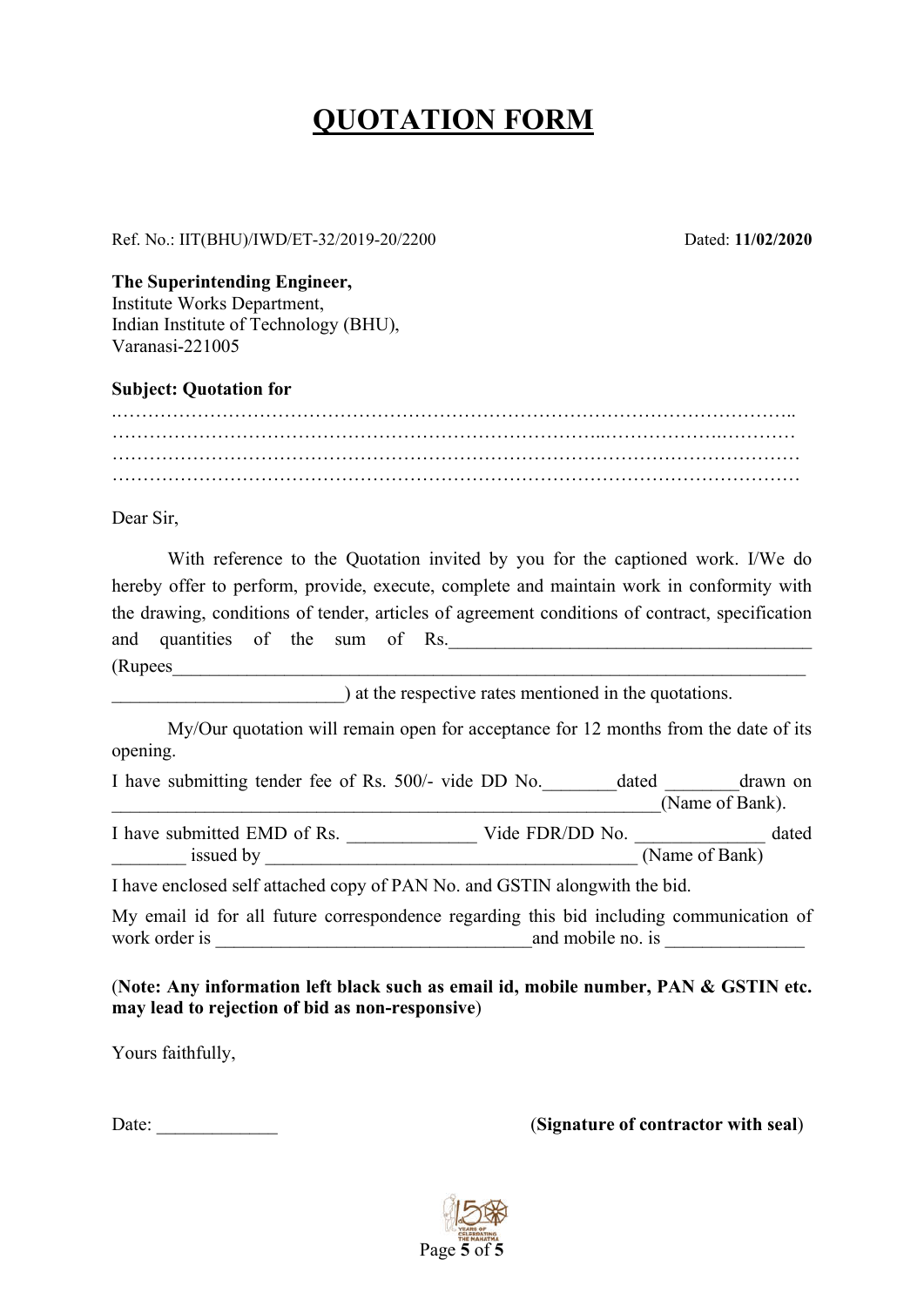# QUOTATION FORM

Ref. No.: IIT(BHU)/IWD/ET-32/2019-20/2200 Dated: **11/02/2020**

**The Superintending Engineer,**
Institute Works Department,
Indian Institute of Technology (BHU),
Varanasi-221005

**Subject: Quotation for**

……………………………………………………………………………………………………..
……………………………………………………………………...………………..…………
…………………………………………………………………………………………………
…………………………………………………………………………………………………

Dear Sir,

With reference to the Quotation invited by you for the captioned work. I/We do hereby offer to perform, provide, execute, complete and maintain work in conformity with the drawing, conditions of tender, articles of agreement conditions of contract, specification and quantities of the sum of Rs.______________________________________ (Rupees_______________________________________________________________________ ________________________) at the respective rates mentioned in the quotations.

My/Our quotation will remain open for acceptance for 12 months from the date of its opening.

I have submitting tender fee of Rs. 500/- vide DD No.________dated ________drawn on ___________________________________________________________(Name of Bank).

I have submitted EMD of Rs. ______________ Vide FDR/DD No. ______________ dated ________ issued by _________________________________________ (Name of Bank)

I have enclosed self attached copy of PAN No. and GSTIN alongwith the bid.

My email id for all future correspondence regarding this bid including communication of work order is __________________________________and mobile no. is _______________

(**Note: Any information left black such as email id, mobile number, PAN & GSTIN etc. may lead to rejection of bid as non-responsive**)

Yours faithfully,

Date: _____________ (**Signature of contractor with seal**)